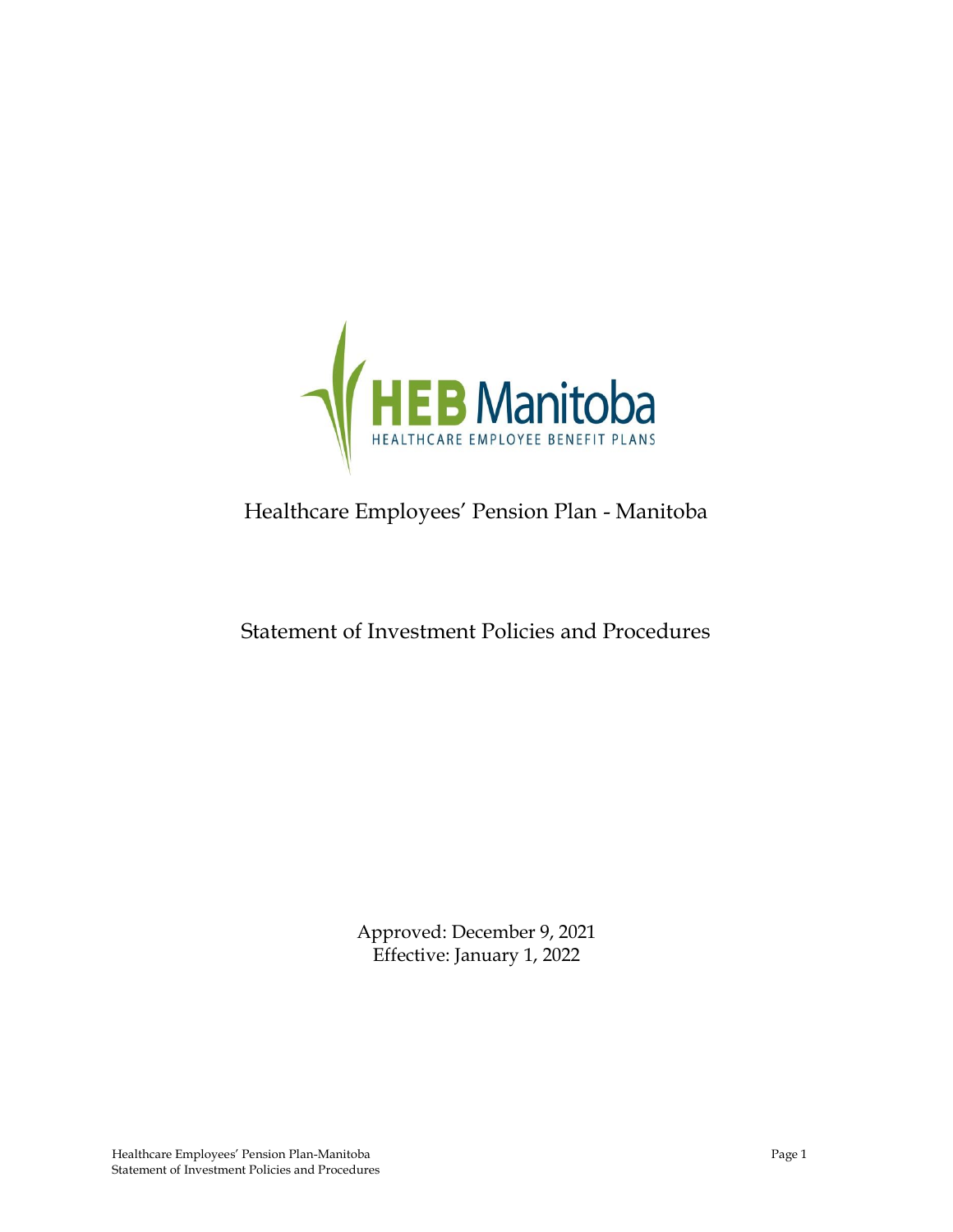HEB Manitoba

HEALTHCARE EMPLOYEE BENEFIT PLANS

# Healthcare Employees' Pension Plan - Manitoba

## Statement of Investment Policies and Procedures

Approved: December 9, 2021
Effective: January 1, 2022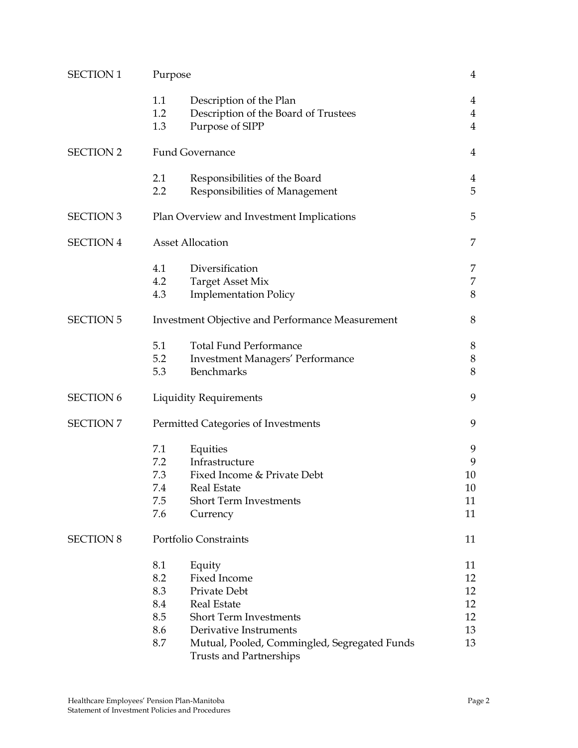| | | | |
|---|---|---|---|
| SECTION 1 | Purpose | | 4 |
| | 1.1 | Description of the Plan | 4 |
| | 1.2 | Description of the Board of Trustees | 4 |
| | 1.3 | Purpose of SIPP | 4 |
| SECTION 2 | Fund Governance | | 4 |
| | 2.1 | Responsibilities of the Board | 4 |
| | 2.2 | Responsibilities of Management | 5 |
| SECTION 3 | Plan Overview and Investment Implications | | 5 |
| SECTION 4 | Asset Allocation | | 7 |
| | 4.1 | Diversification | 7 |
| | 4.2 | Target Asset Mix | 7 |
| | 4.3 | Implementation Policy | 8 |
| SECTION 5 | Investment Objective and Performance Measurement | | 8 |
| | 5.1 | Total Fund Performance | 8 |
| | 5.2 | Investment Managers' Performance | 8 |
| | 5.3 | Benchmarks | 8 |
| SECTION 6 | Liquidity Requirements | | 9 |
| SECTION 7 | Permitted Categories of Investments | | 9 |
| | 7.1 | Equities | 9 |
| | 7.2 | Infrastructure | 9 |
| | 7.3 | Fixed Income & Private Debt | 10 |
| | 7.4 | Real Estate | 10 |
| | 7.5 | Short Term Investments | 11 |
| | 7.6 | Currency | 11 |
| SECTION 8 | Portfolio Constraints | | 11 |
| | 8.1 | Equity | 11 |
| | 8.2 | Fixed Income | 12 |
| | 8.3 | Private Debt | 12 |
| | 8.4 | Real Estate | 12 |
| | 8.5 | Short Term Investments | 12 |
| | 8.6 | Derivative Instruments | 13 |
| | 8.7 | Mutual, Pooled, Commingled, Segregated Funds Trusts and Partnerships | 13 |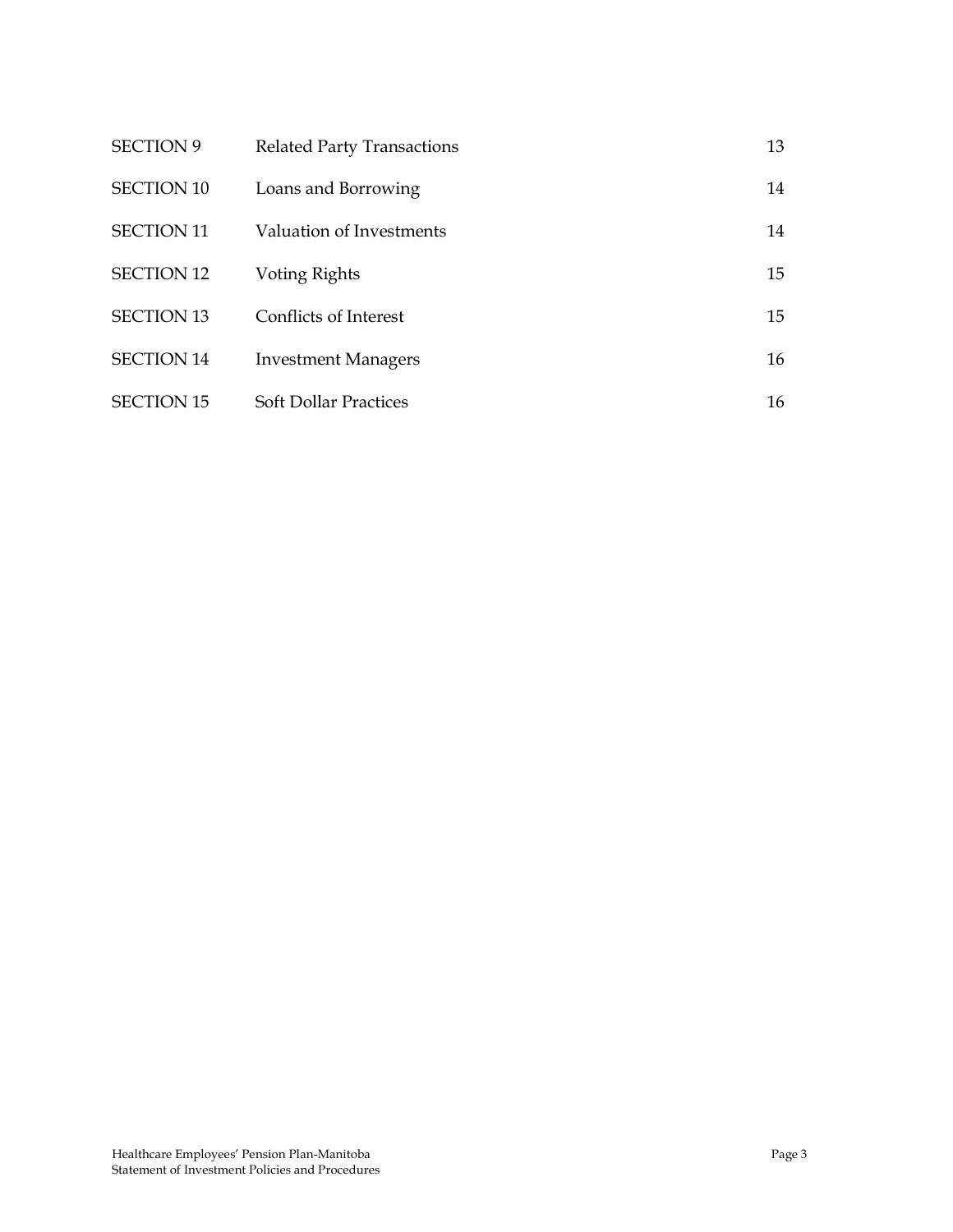| | | |
|---|---|---|
| SECTION 9 | Related Party Transactions | 13 |
| SECTION 10 | Loans and Borrowing | 14 |
| SECTION 11 | Valuation of Investments | 14 |
| SECTION 12 | Voting Rights | 15 |
| SECTION 13 | Conflicts of Interest | 15 |
| SECTION 14 | Investment Managers | 16 |
| SECTION 15 | Soft Dollar Practices | 16 |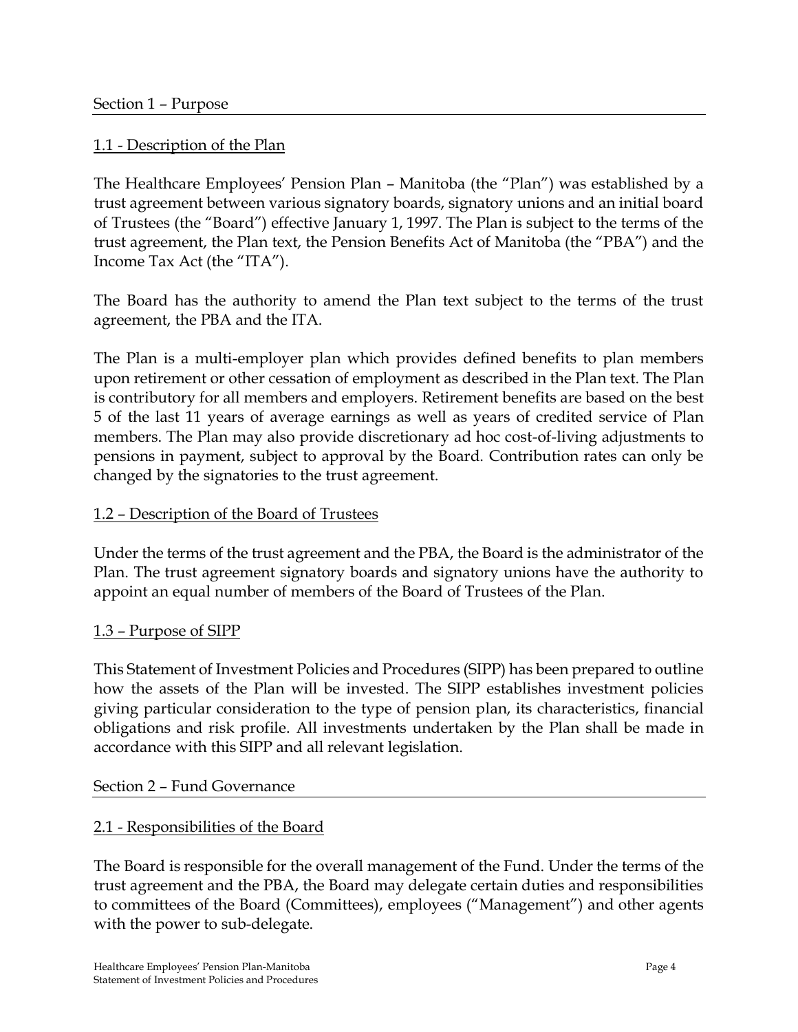## Section 1 – Purpose

### 1.1 - Description of the Plan

The Healthcare Employees' Pension Plan – Manitoba (the "Plan") was established by a trust agreement between various signatory boards, signatory unions and an initial board of Trustees (the "Board") effective January 1, 1997. The Plan is subject to the terms of the trust agreement, the Plan text, the Pension Benefits Act of Manitoba (the "PBA") and the Income Tax Act (the "ITA").

The Board has the authority to amend the Plan text subject to the terms of the trust agreement, the PBA and the ITA.

The Plan is a multi-employer plan which provides defined benefits to plan members upon retirement or other cessation of employment as described in the Plan text. The Plan is contributory for all members and employers. Retirement benefits are based on the best 5 of the last 11 years of average earnings as well as years of credited service of Plan members. The Plan may also provide discretionary ad hoc cost-of-living adjustments to pensions in payment, subject to approval by the Board. Contribution rates can only be changed by the signatories to the trust agreement.

### 1.2 – Description of the Board of Trustees

Under the terms of the trust agreement and the PBA, the Board is the administrator of the Plan. The trust agreement signatory boards and signatory unions have the authority to appoint an equal number of members of the Board of Trustees of the Plan.

### 1.3 – Purpose of SIPP

This Statement of Investment Policies and Procedures (SIPP) has been prepared to outline how the assets of the Plan will be invested. The SIPP establishes investment policies giving particular consideration to the type of pension plan, its characteristics, financial obligations and risk profile. All investments undertaken by the Plan shall be made in accordance with this SIPP and all relevant legislation.

## Section 2 – Fund Governance

### 2.1 - Responsibilities of the Board

The Board is responsible for the overall management of the Fund. Under the terms of the trust agreement and the PBA, the Board may delegate certain duties and responsibilities to committees of the Board (Committees), employees ("Management") and other agents with the power to sub-delegate.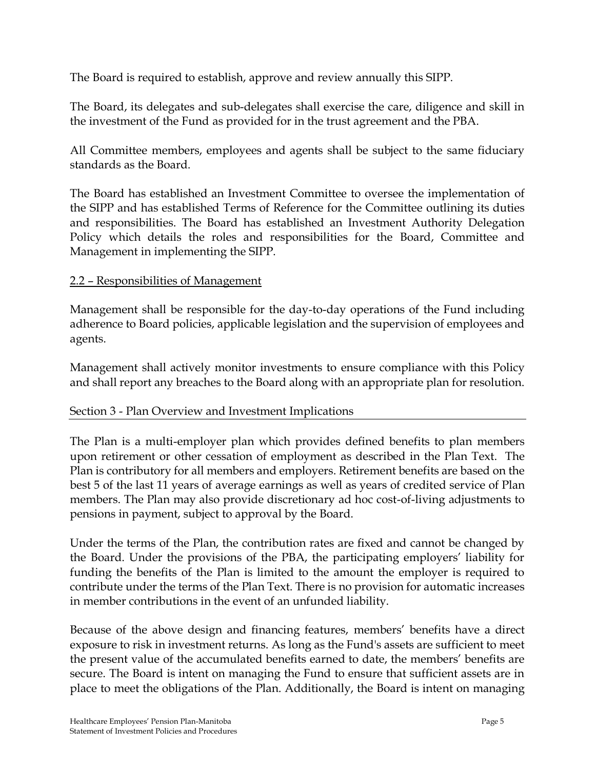The Board is required to establish, approve and review annually this SIPP.

The Board, its delegates and sub-delegates shall exercise the care, diligence and skill in the investment of the Fund as provided for in the trust agreement and the PBA.

All Committee members, employees and agents shall be subject to the same fiduciary standards as the Board.

The Board has established an Investment Committee to oversee the implementation of the SIPP and has established Terms of Reference for the Committee outlining its duties and responsibilities. The Board has established an Investment Authority Delegation Policy which details the roles and responsibilities for the Board, Committee and Management in implementing the SIPP.

### 2.2 – Responsibilities of Management

Management shall be responsible for the day-to-day operations of the Fund including adherence to Board policies, applicable legislation and the supervision of employees and agents.

Management shall actively monitor investments to ensure compliance with this Policy and shall report any breaches to the Board along with an appropriate plan for resolution.

## Section 3 - Plan Overview and Investment Implications

The Plan is a multi-employer plan which provides defined benefits to plan members upon retirement or other cessation of employment as described in the Plan Text. The Plan is contributory for all members and employers. Retirement benefits are based on the best 5 of the last 11 years of average earnings as well as years of credited service of Plan members. The Plan may also provide discretionary ad hoc cost-of-living adjustments to pensions in payment, subject to approval by the Board.

Under the terms of the Plan, the contribution rates are fixed and cannot be changed by the Board. Under the provisions of the PBA, the participating employers' liability for funding the benefits of the Plan is limited to the amount the employer is required to contribute under the terms of the Plan Text. There is no provision for automatic increases in member contributions in the event of an unfunded liability.

Because of the above design and financing features, members' benefits have a direct exposure to risk in investment returns. As long as the Fund's assets are sufficient to meet the present value of the accumulated benefits earned to date, the members' benefits are secure. The Board is intent on managing the Fund to ensure that sufficient assets are in place to meet the obligations of the Plan. Additionally, the Board is intent on managing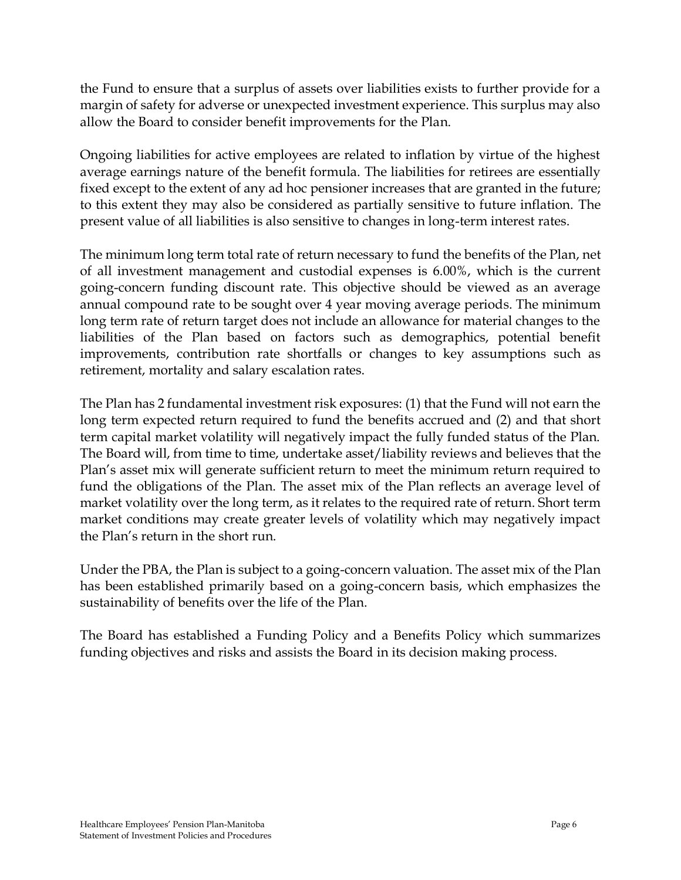the Fund to ensure that a surplus of assets over liabilities exists to further provide for a margin of safety for adverse or unexpected investment experience. This surplus may also allow the Board to consider benefit improvements for the Plan.

Ongoing liabilities for active employees are related to inflation by virtue of the highest average earnings nature of the benefit formula. The liabilities for retirees are essentially fixed except to the extent of any ad hoc pensioner increases that are granted in the future; to this extent they may also be considered as partially sensitive to future inflation. The present value of all liabilities is also sensitive to changes in long-term interest rates.

The minimum long term total rate of return necessary to fund the benefits of the Plan, net of all investment management and custodial expenses is 6.00%, which is the current going-concern funding discount rate. This objective should be viewed as an average annual compound rate to be sought over 4 year moving average periods. The minimum long term rate of return target does not include an allowance for material changes to the liabilities of the Plan based on factors such as demographics, potential benefit improvements, contribution rate shortfalls or changes to key assumptions such as retirement, mortality and salary escalation rates.

The Plan has 2 fundamental investment risk exposures: (1) that the Fund will not earn the long term expected return required to fund the benefits accrued and (2) and that short term capital market volatility will negatively impact the fully funded status of the Plan. The Board will, from time to time, undertake asset/liability reviews and believes that the Plan's asset mix will generate sufficient return to meet the minimum return required to fund the obligations of the Plan. The asset mix of the Plan reflects an average level of market volatility over the long term, as it relates to the required rate of return. Short term market conditions may create greater levels of volatility which may negatively impact the Plan's return in the short run.

Under the PBA, the Plan is subject to a going-concern valuation. The asset mix of the Plan has been established primarily based on a going-concern basis, which emphasizes the sustainability of benefits over the life of the Plan.

The Board has established a Funding Policy and a Benefits Policy which summarizes funding objectives and risks and assists the Board in its decision making process.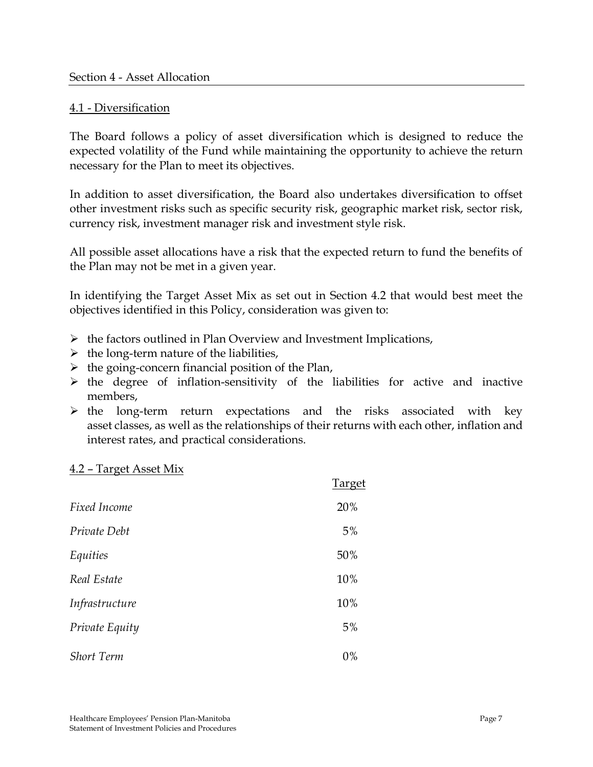## Section 4 - Asset Allocation

### 4.1 - Diversification

The Board follows a policy of asset diversification which is designed to reduce the expected volatility of the Fund while maintaining the opportunity to achieve the return necessary for the Plan to meet its objectives.

In addition to asset diversification, the Board also undertakes diversification to offset other investment risks such as specific security risk, geographic market risk, sector risk, currency risk, investment manager risk and investment style risk.

All possible asset allocations have a risk that the expected return to fund the benefits of the Plan may not be met in a given year.

In identifying the Target Asset Mix as set out in Section 4.2 that would best meet the objectives identified in this Policy, consideration was given to:

- the factors outlined in Plan Overview and Investment Implications,
- the long-term nature of the liabilities,
- the going-concern financial position of the Plan,
- the degree of inflation-sensitivity of the liabilities for active and inactive members,
- the long-term return expectations and the risks associated with key asset classes, as well as the relationships of their returns with each other, inflation and interest rates, and practical considerations.

### 4.2 – Target Asset Mix

| | Target |
|---|---|
| *Fixed Income* | 20% |
| *Private Debt* | 5% |
| *Equities* | 50% |
| *Real Estate* | 10% |
| *Infrastructure* | 10% |
| *Private Equity* | 5% |
| *Short Term* | 0% |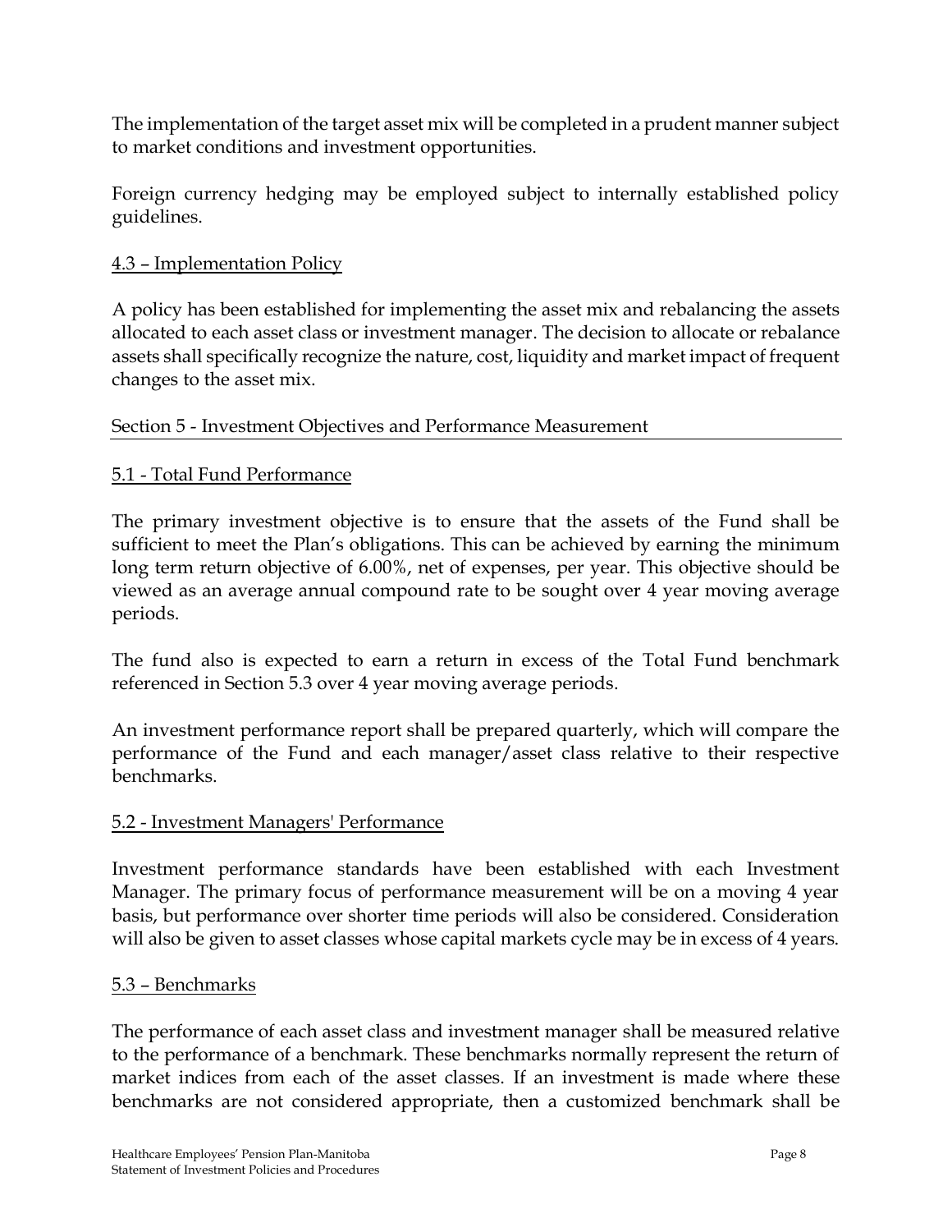The implementation of the target asset mix will be completed in a prudent manner subject to market conditions and investment opportunities.

Foreign currency hedging may be employed subject to internally established policy guidelines.

### 4.3 – Implementation Policy

A policy has been established for implementing the asset mix and rebalancing the assets allocated to each asset class or investment manager. The decision to allocate or rebalance assets shall specifically recognize the nature, cost, liquidity and market impact of frequent changes to the asset mix.

## Section 5 - Investment Objectives and Performance Measurement

### 5.1 - Total Fund Performance

The primary investment objective is to ensure that the assets of the Fund shall be sufficient to meet the Plan's obligations. This can be achieved by earning the minimum long term return objective of 6.00%, net of expenses, per year. This objective should be viewed as an average annual compound rate to be sought over 4 year moving average periods.

The fund also is expected to earn a return in excess of the Total Fund benchmark referenced in Section 5.3 over 4 year moving average periods.

An investment performance report shall be prepared quarterly, which will compare the performance of the Fund and each manager/asset class relative to their respective benchmarks.

### 5.2 - Investment Managers' Performance

Investment performance standards have been established with each Investment Manager. The primary focus of performance measurement will be on a moving 4 year basis, but performance over shorter time periods will also be considered. Consideration will also be given to asset classes whose capital markets cycle may be in excess of 4 years.

### 5.3 – Benchmarks

The performance of each asset class and investment manager shall be measured relative to the performance of a benchmark. These benchmarks normally represent the return of market indices from each of the asset classes. If an investment is made where these benchmarks are not considered appropriate, then a customized benchmark shall be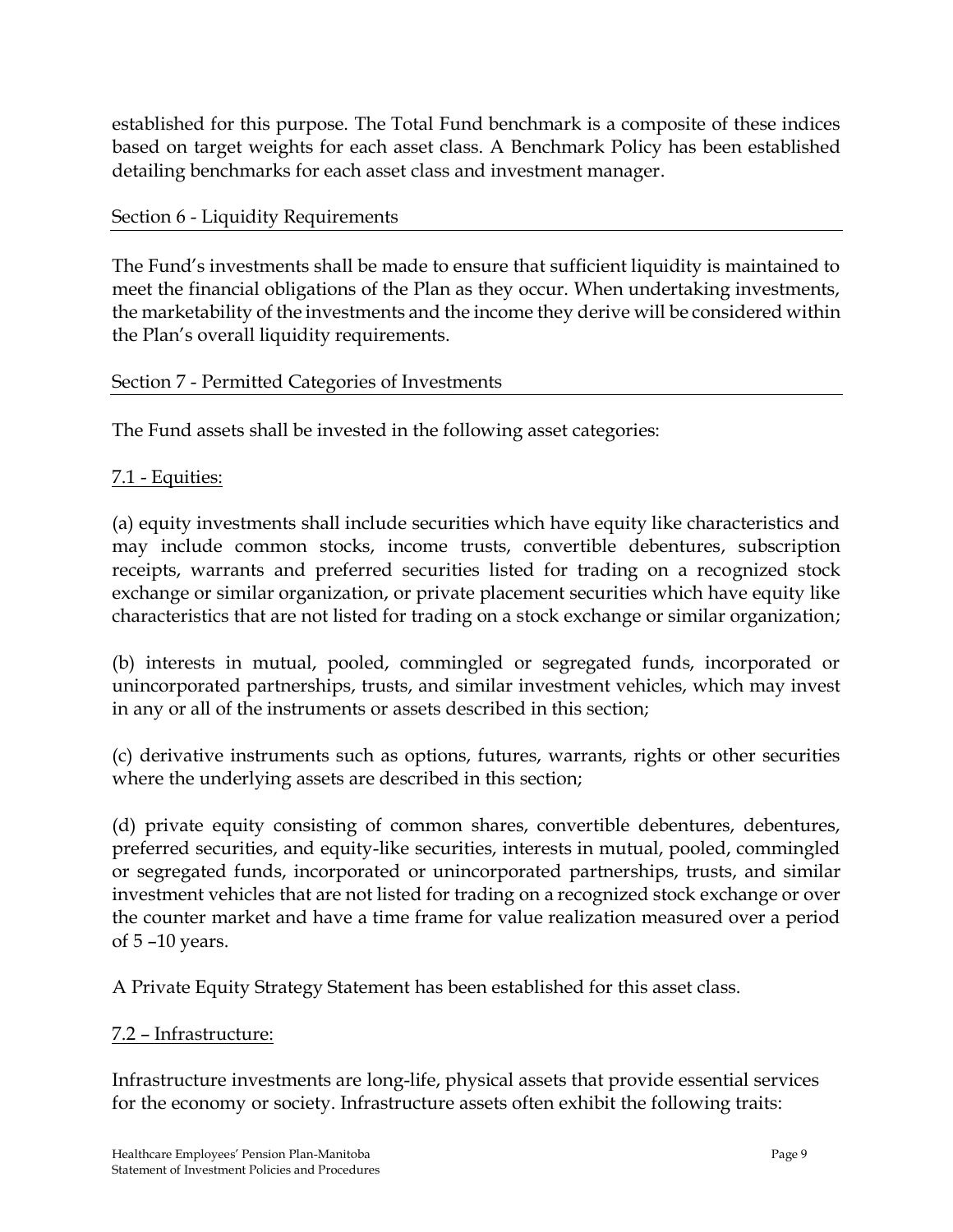established for this purpose. The Total Fund benchmark is a composite of these indices based on target weights for each asset class. A Benchmark Policy has been established detailing benchmarks for each asset class and investment manager.

## Section 6 - Liquidity Requirements

The Fund's investments shall be made to ensure that sufficient liquidity is maintained to meet the financial obligations of the Plan as they occur. When undertaking investments, the marketability of the investments and the income they derive will be considered within the Plan's overall liquidity requirements.

## Section 7 - Permitted Categories of Investments

The Fund assets shall be invested in the following asset categories:

### 7.1 - Equities:

(a) equity investments shall include securities which have equity like characteristics and may include common stocks, income trusts, convertible debentures, subscription receipts, warrants and preferred securities listed for trading on a recognized stock exchange or similar organization, or private placement securities which have equity like characteristics that are not listed for trading on a stock exchange or similar organization;

(b) interests in mutual, pooled, commingled or segregated funds, incorporated or unincorporated partnerships, trusts, and similar investment vehicles, which may invest in any or all of the instruments or assets described in this section;

(c) derivative instruments such as options, futures, warrants, rights or other securities where the underlying assets are described in this section;

(d) private equity consisting of common shares, convertible debentures, debentures, preferred securities, and equity-like securities, interests in mutual, pooled, commingled or segregated funds, incorporated or unincorporated partnerships, trusts, and similar investment vehicles that are not listed for trading on a recognized stock exchange or over the counter market and have a time frame for value realization measured over a period of 5 –10 years.

A Private Equity Strategy Statement has been established for this asset class.

### 7.2 – Infrastructure:

Infrastructure investments are long-life, physical assets that provide essential services for the economy or society. Infrastructure assets often exhibit the following traits: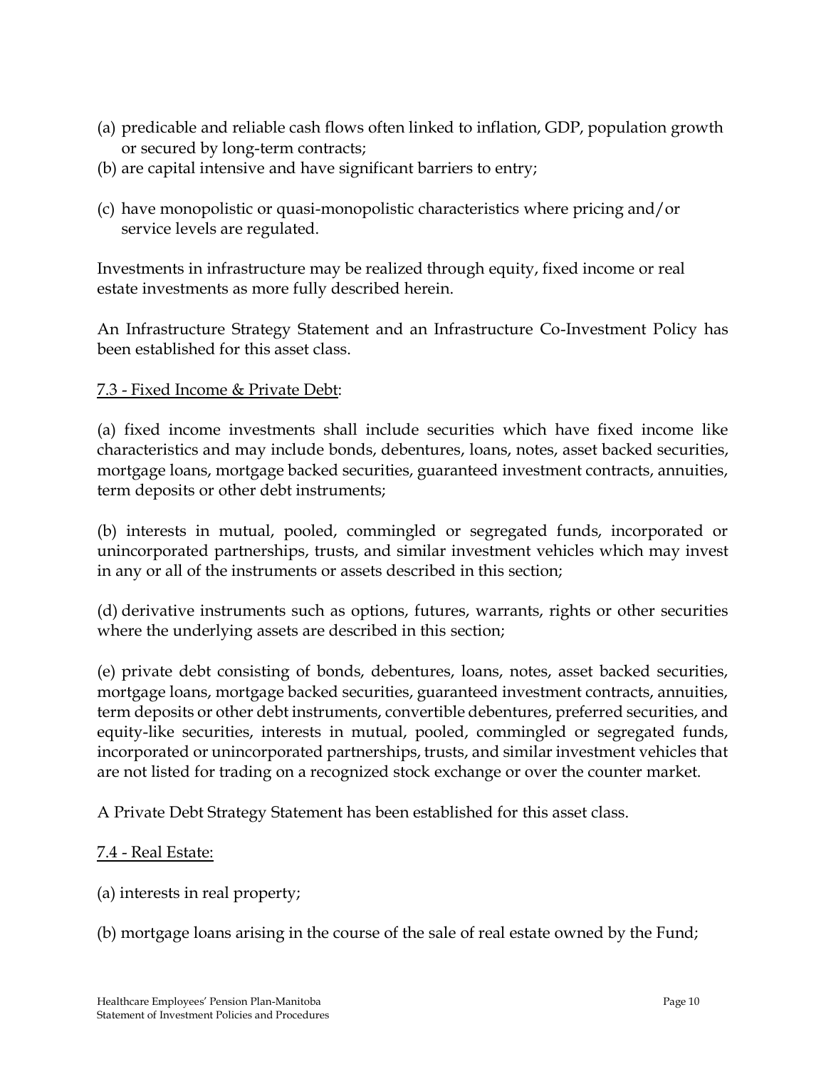(a) predicable and reliable cash flows often linked to inflation, GDP, population growth or secured by long-term contracts;

(b) are capital intensive and have significant barriers to entry;

(c) have monopolistic or quasi-monopolistic characteristics where pricing and/or service levels are regulated.

Investments in infrastructure may be realized through equity, fixed income or real estate investments as more fully described herein.

An Infrastructure Strategy Statement and an Infrastructure Co-Investment Policy has been established for this asset class.

7.3 - Fixed Income & Private Debt:

(a) fixed income investments shall include securities which have fixed income like characteristics and may include bonds, debentures, loans, notes, asset backed securities, mortgage loans, mortgage backed securities, guaranteed investment contracts, annuities, term deposits or other debt instruments;

(b) interests in mutual, pooled, commingled or segregated funds, incorporated or unincorporated partnerships, trusts, and similar investment vehicles which may invest in any or all of the instruments or assets described in this section;

(d) derivative instruments such as options, futures, warrants, rights or other securities where the underlying assets are described in this section;

(e) private debt consisting of bonds, debentures, loans, notes, asset backed securities, mortgage loans, mortgage backed securities, guaranteed investment contracts, annuities, term deposits or other debt instruments, convertible debentures, preferred securities, and equity-like securities, interests in mutual, pooled, commingled or segregated funds, incorporated or unincorporated partnerships, trusts, and similar investment vehicles that are not listed for trading on a recognized stock exchange or over the counter market.

A Private Debt Strategy Statement has been established for this asset class.

7.4 - Real Estate:

(a) interests in real property;

(b) mortgage loans arising in the course of the sale of real estate owned by the Fund;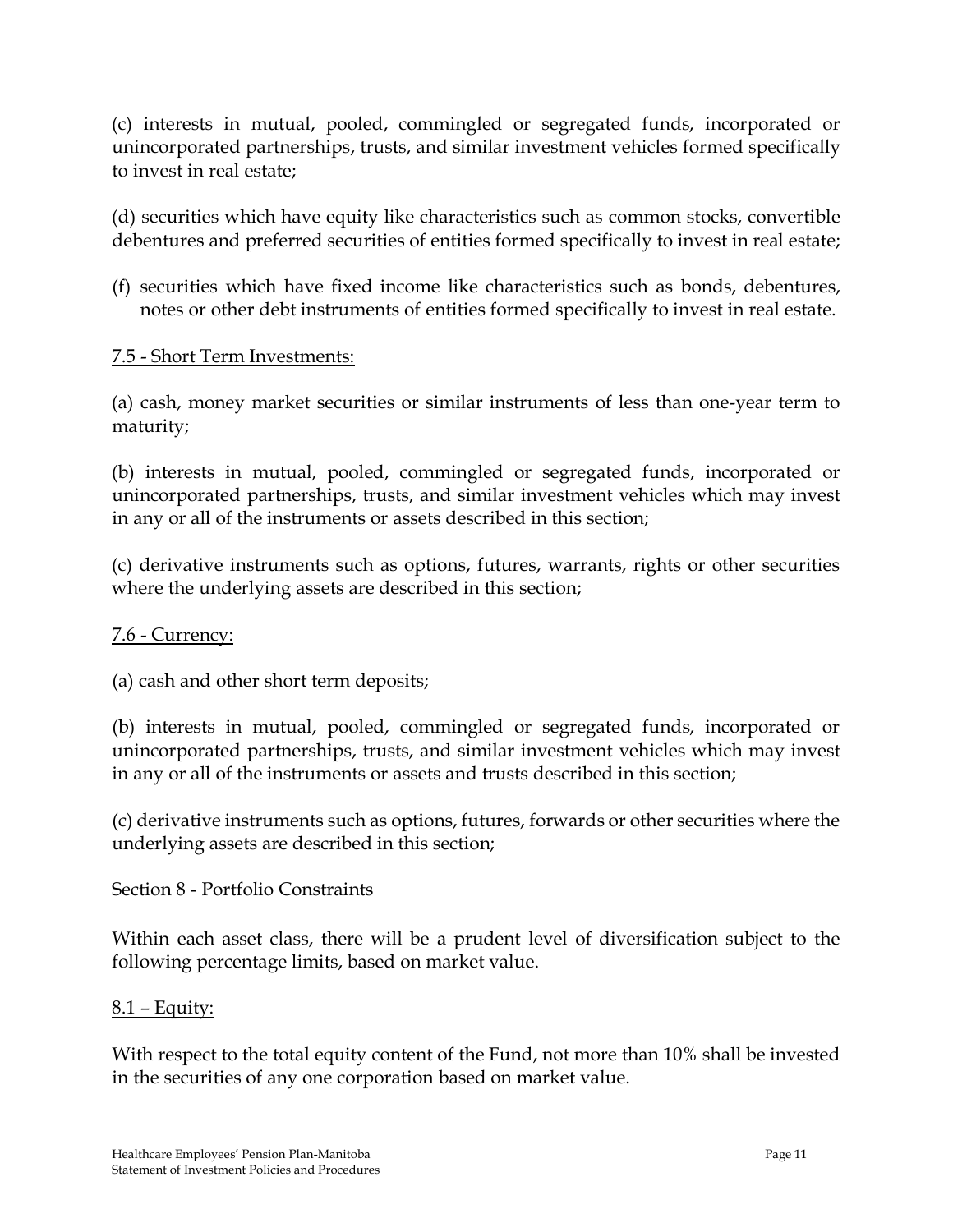(c) interests in mutual, pooled, commingled or segregated funds, incorporated or unincorporated partnerships, trusts, and similar investment vehicles formed specifically to invest in real estate;

(d) securities which have equity like characteristics such as common stocks, convertible debentures and preferred securities of entities formed specifically to invest in real estate;

(f) securities which have fixed income like characteristics such as bonds, debentures, notes or other debt instruments of entities formed specifically to invest in real estate.

7.5 - Short Term Investments:

(a) cash, money market securities or similar instruments of less than one-year term to maturity;

(b) interests in mutual, pooled, commingled or segregated funds, incorporated or unincorporated partnerships, trusts, and similar investment vehicles which may invest in any or all of the instruments or assets described in this section;

(c) derivative instruments such as options, futures, warrants, rights or other securities where the underlying assets are described in this section;

7.6 - Currency:

(a) cash and other short term deposits;

(b) interests in mutual, pooled, commingled or segregated funds, incorporated or unincorporated partnerships, trusts, and similar investment vehicles which may invest in any or all of the instruments or assets and trusts described in this section;

(c) derivative instruments such as options, futures, forwards or other securities where the underlying assets are described in this section;

## Section 8 - Portfolio Constraints

Within each asset class, there will be a prudent level of diversification subject to the following percentage limits, based on market value.

8.1 – Equity:

With respect to the total equity content of the Fund, not more than 10% shall be invested in the securities of any one corporation based on market value.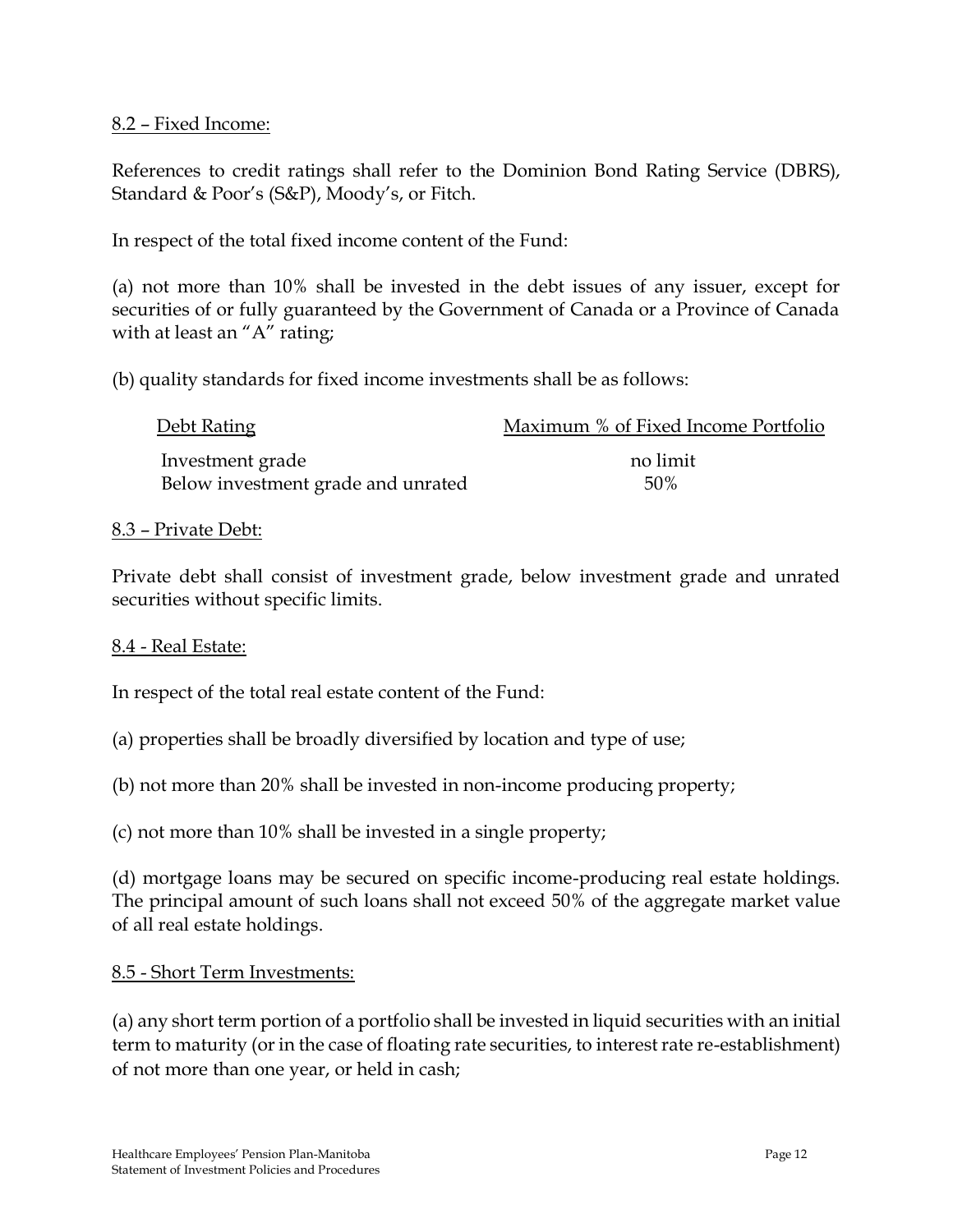8.2 – Fixed Income:

References to credit ratings shall refer to the Dominion Bond Rating Service (DBRS), Standard & Poor's (S&P), Moody's, or Fitch.

In respect of the total fixed income content of the Fund:

(a) not more than 10% shall be invested in the debt issues of any issuer, except for securities of or fully guaranteed by the Government of Canada or a Province of Canada with at least an "A" rating;

(b) quality standards for fixed income investments shall be as follows:

| Debt Rating | Maximum % of Fixed Income Portfolio |
| --- | --- |
| Investment grade | no limit |
| Below investment grade and unrated | 50% |

8.3 – Private Debt:

Private debt shall consist of investment grade, below investment grade and unrated securities without specific limits.

8.4 - Real Estate:

In respect of the total real estate content of the Fund:

(a) properties shall be broadly diversified by location and type of use;

(b) not more than 20% shall be invested in non-income producing property;

(c) not more than 10% shall be invested in a single property;

(d) mortgage loans may be secured on specific income-producing real estate holdings. The principal amount of such loans shall not exceed 50% of the aggregate market value of all real estate holdings.

8.5 - Short Term Investments:

(a) any short term portion of a portfolio shall be invested in liquid securities with an initial term to maturity (or in the case of floating rate securities, to interest rate re-establishment) of not more than one year, or held in cash;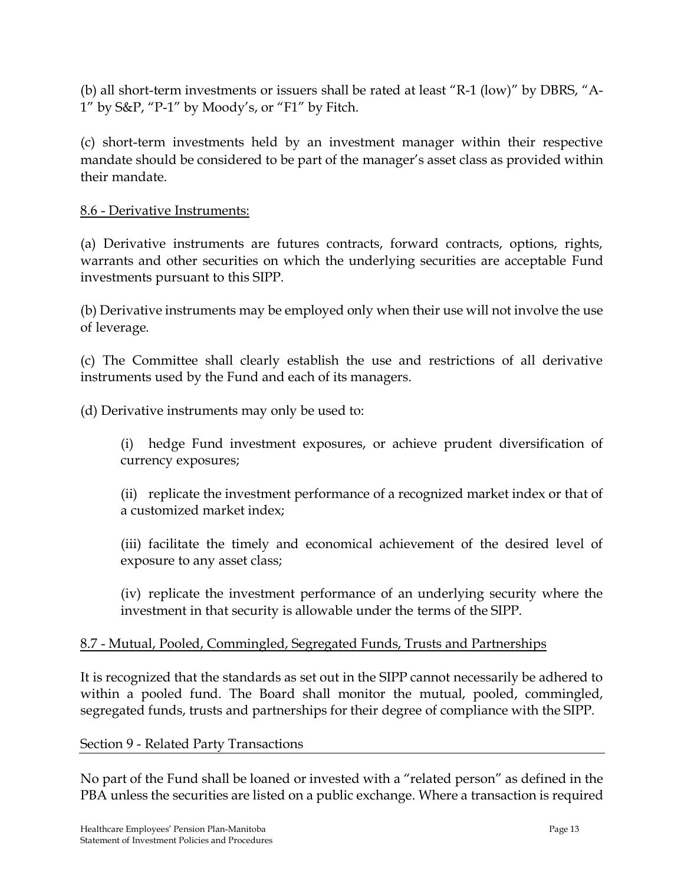(b) all short-term investments or issuers shall be rated at least “R-1 (low)” by DBRS, “A-1” by S&P, “P-1” by Moody’s, or “F1” by Fitch.

(c) short-term investments held by an investment manager within their respective mandate should be considered to be part of the manager’s asset class as provided within their mandate.

<u>8.6 - Derivative Instruments:</u>

(a) Derivative instruments are futures contracts, forward contracts, options, rights, warrants and other securities on which the underlying securities are acceptable Fund investments pursuant to this SIPP.

(b) Derivative instruments may be employed only when their use will not involve the use of leverage.

(c) The Committee shall clearly establish the use and restrictions of all derivative instruments used by the Fund and each of its managers.

(d) Derivative instruments may only be used to:

> (i) hedge Fund investment exposures, or achieve prudent diversification of currency exposures;
>
> (ii) replicate the investment performance of a recognized market index or that of a customized market index;
>
> (iii) facilitate the timely and economical achievement of the desired level of exposure to any asset class;
>
> (iv) replicate the investment performance of an underlying security where the investment in that security is allowable under the terms of the SIPP.

<u>8.7 - Mutual, Pooled, Commingled, Segregated Funds, Trusts and Partnerships</u>

It is recognized that the standards as set out in the SIPP cannot necessarily be adhered to within a pooled fund. The Board shall monitor the mutual, pooled, commingled, segregated funds, trusts and partnerships for their degree of compliance with the SIPP.

## Section 9 - Related Party Transactions

No part of the Fund shall be loaned or invested with a “related person” as defined in the PBA unless the securities are listed on a public exchange. Where a transaction is required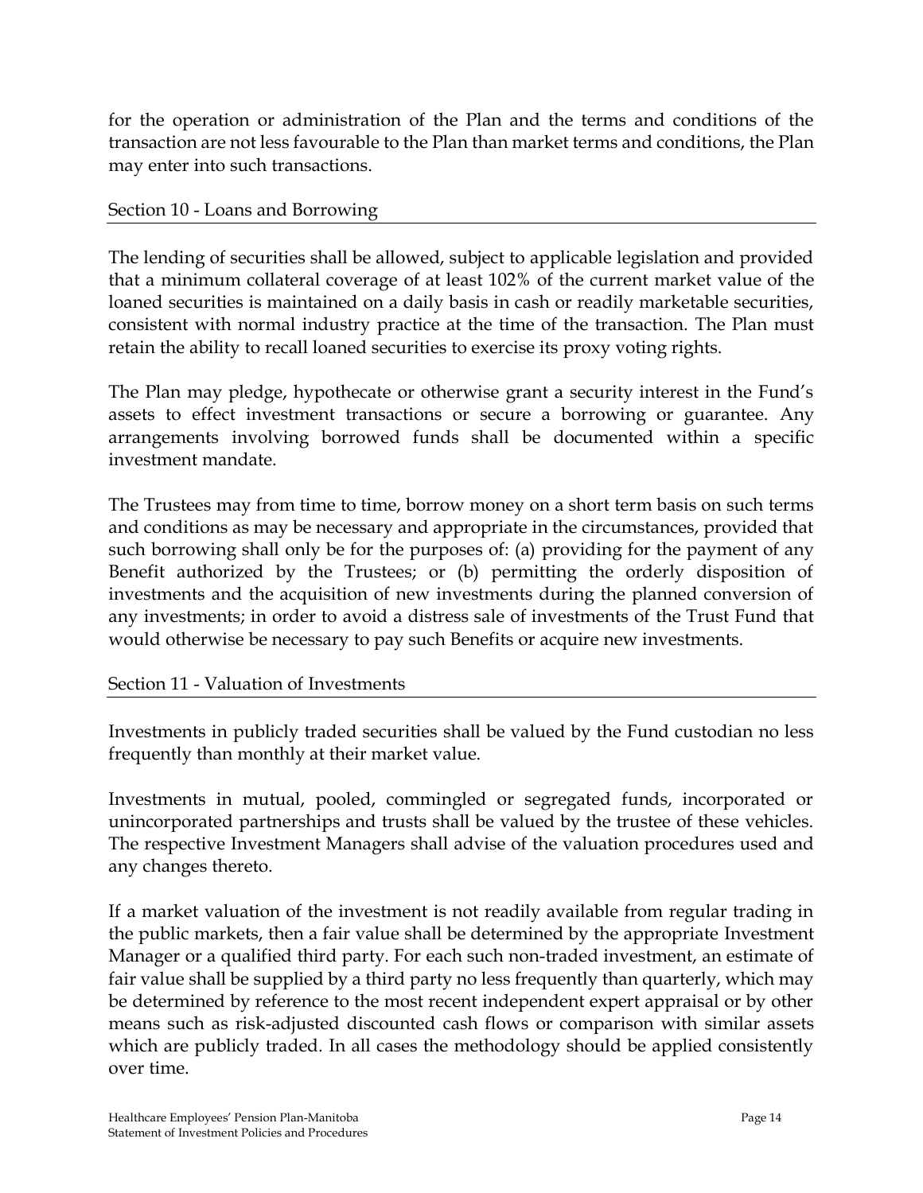for the operation or administration of the Plan and the terms and conditions of the transaction are not less favourable to the Plan than market terms and conditions, the Plan may enter into such transactions.

## Section 10 - Loans and Borrowing

The lending of securities shall be allowed, subject to applicable legislation and provided that a minimum collateral coverage of at least 102% of the current market value of the loaned securities is maintained on a daily basis in cash or readily marketable securities, consistent with normal industry practice at the time of the transaction. The Plan must retain the ability to recall loaned securities to exercise its proxy voting rights.

The Plan may pledge, hypothecate or otherwise grant a security interest in the Fund's assets to effect investment transactions or secure a borrowing or guarantee. Any arrangements involving borrowed funds shall be documented within a specific investment mandate.

The Trustees may from time to time, borrow money on a short term basis on such terms and conditions as may be necessary and appropriate in the circumstances, provided that such borrowing shall only be for the purposes of: (a) providing for the payment of any Benefit authorized by the Trustees; or (b) permitting the orderly disposition of investments and the acquisition of new investments during the planned conversion of any investments; in order to avoid a distress sale of investments of the Trust Fund that would otherwise be necessary to pay such Benefits or acquire new investments.

## Section 11 - Valuation of Investments

Investments in publicly traded securities shall be valued by the Fund custodian no less frequently than monthly at their market value.

Investments in mutual, pooled, commingled or segregated funds, incorporated or unincorporated partnerships and trusts shall be valued by the trustee of these vehicles. The respective Investment Managers shall advise of the valuation procedures used and any changes thereto.

If a market valuation of the investment is not readily available from regular trading in the public markets, then a fair value shall be determined by the appropriate Investment Manager or a qualified third party. For each such non-traded investment, an estimate of fair value shall be supplied by a third party no less frequently than quarterly, which may be determined by reference to the most recent independent expert appraisal or by other means such as risk-adjusted discounted cash flows or comparison with similar assets which are publicly traded. In all cases the methodology should be applied consistently over time.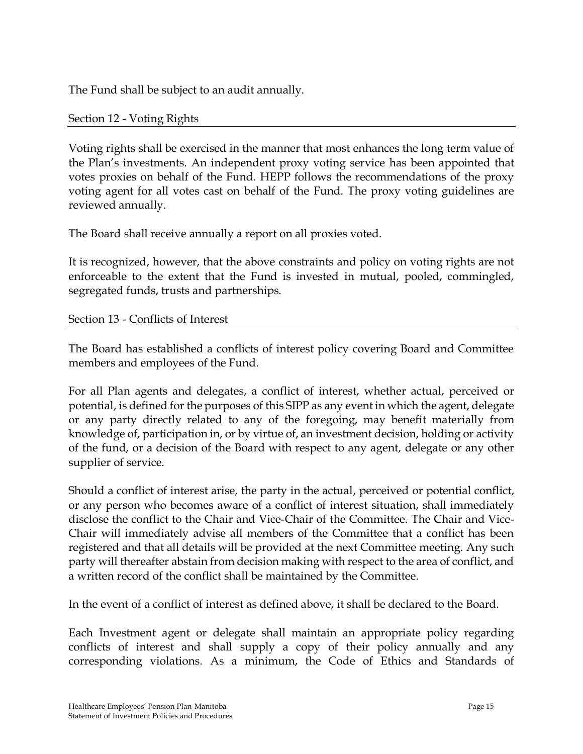The Fund shall be subject to an audit annually.

## Section 12 - Voting Rights

Voting rights shall be exercised in the manner that most enhances the long term value of the Plan's investments. An independent proxy voting service has been appointed that votes proxies on behalf of the Fund. HEPP follows the recommendations of the proxy voting agent for all votes cast on behalf of the Fund. The proxy voting guidelines are reviewed annually.

The Board shall receive annually a report on all proxies voted.

It is recognized, however, that the above constraints and policy on voting rights are not enforceable to the extent that the Fund is invested in mutual, pooled, commingled, segregated funds, trusts and partnerships.

## Section 13 - Conflicts of Interest

The Board has established a conflicts of interest policy covering Board and Committee members and employees of the Fund.

For all Plan agents and delegates, a conflict of interest, whether actual, perceived or potential, is defined for the purposes of this SIPP as any event in which the agent, delegate or any party directly related to any of the foregoing, may benefit materially from knowledge of, participation in, or by virtue of, an investment decision, holding or activity of the fund, or a decision of the Board with respect to any agent, delegate or any other supplier of service.

Should a conflict of interest arise, the party in the actual, perceived or potential conflict, or any person who becomes aware of a conflict of interest situation, shall immediately disclose the conflict to the Chair and Vice-Chair of the Committee. The Chair and Vice-Chair will immediately advise all members of the Committee that a conflict has been registered and that all details will be provided at the next Committee meeting. Any such party will thereafter abstain from decision making with respect to the area of conflict, and a written record of the conflict shall be maintained by the Committee.

In the event of a conflict of interest as defined above, it shall be declared to the Board.

Each Investment agent or delegate shall maintain an appropriate policy regarding conflicts of interest and shall supply a copy of their policy annually and any corresponding violations. As a minimum, the Code of Ethics and Standards of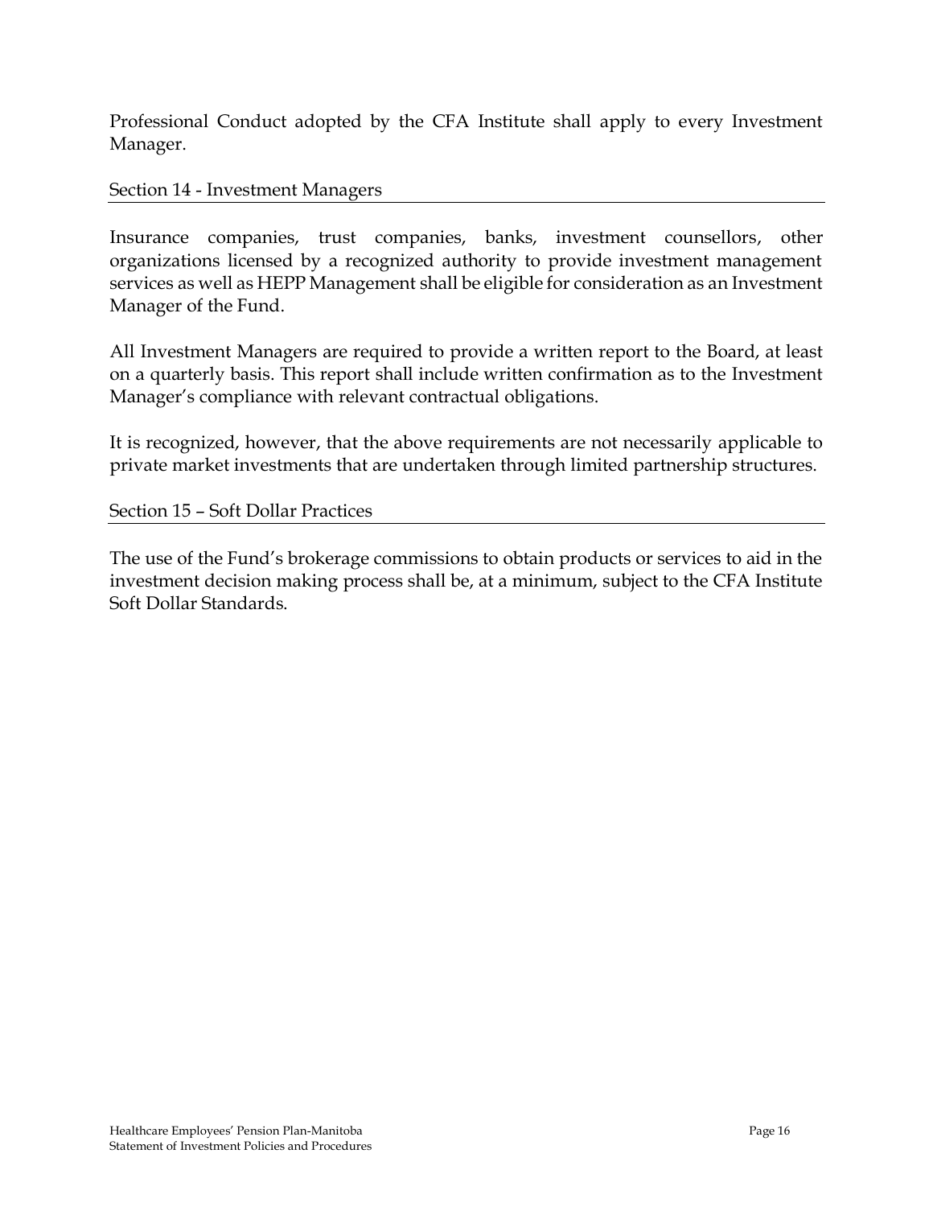Professional Conduct adopted by the CFA Institute shall apply to every Investment Manager.

## Section 14 - Investment Managers

Insurance companies, trust companies, banks, investment counsellors, other organizations licensed by a recognized authority to provide investment management services as well as HEPP Management shall be eligible for consideration as an Investment Manager of the Fund.

All Investment Managers are required to provide a written report to the Board, at least on a quarterly basis. This report shall include written confirmation as to the Investment Manager's compliance with relevant contractual obligations.

It is recognized, however, that the above requirements are not necessarily applicable to private market investments that are undertaken through limited partnership structures.

## Section 15 – Soft Dollar Practices

The use of the Fund's brokerage commissions to obtain products or services to aid in the investment decision making process shall be, at a minimum, subject to the CFA Institute Soft Dollar Standards.